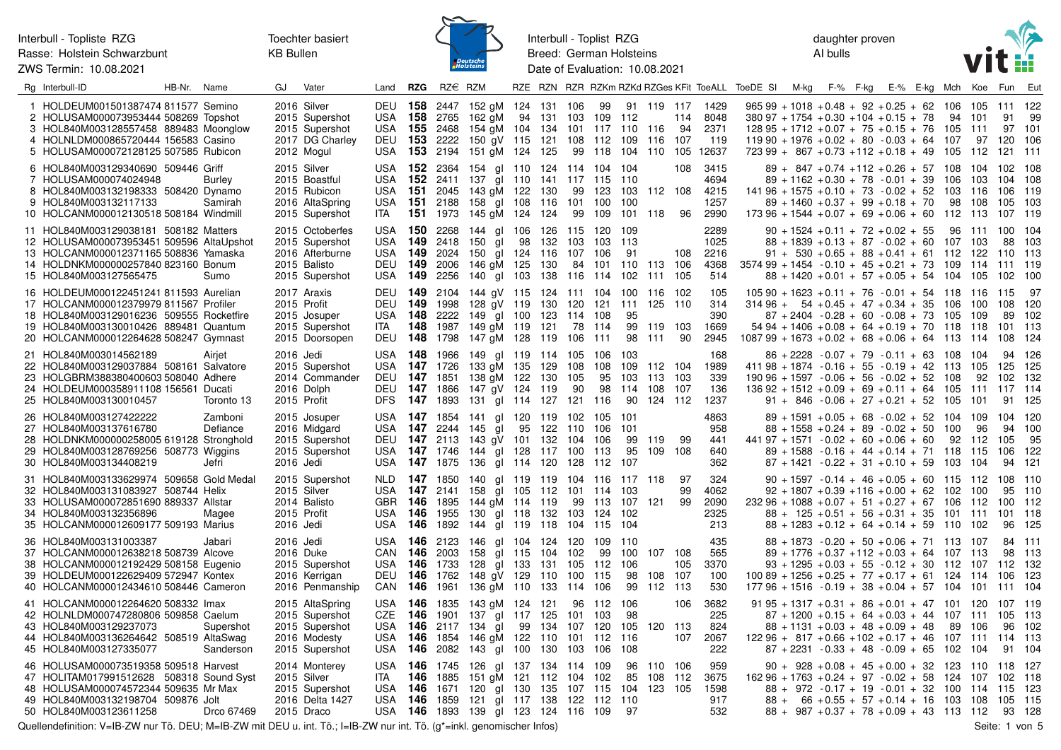Interbull - Topliste RZG
Rasse: Holstein Schwarzbunt
ZWS Termin: 10.08.2021

Toechter basiert
KB Bullen

Interbull - Toplist RZG
Breed: German Holsteins
Date of Evaluation: 10.08.2021

daughter proven
AI bulls

| Rg | Interbull-ID | HB-Nr. | Name | GJ | Vater | Land | RZG | RZ€ | RZM | RZE | RZN | RZR | RZKm | RZKd | RZGes | KFit | ToeALL | ToeDE | SI | M-kg | F-% | F-kg | E-% | E-kg | Mch | Koe | Fun | Eut |
|---|---|---|---|---|---|---|---|---|---|---|---|---|---|---|---|---|---|---|---|---|---|---|---|---|---|---|---|---|
| 1 | HOLDEUM001501387474 | 811577 | Semino | 2016 | Silver | DEU | **158** | 2447 | 152 gM | 124 | 131 | 106 | 99 | 91 | 119 | 117 | 1429 | 965 | 99 | +1018 | +0.48 | + 92 | +0.25 | + 62 | 106 | 105 | 111 | 122 |
| 2 | HOLUSAM000073953444 | 508269 | Topshot | 2015 | Supershot | USA | **158** | 2765 | 162 gM | 94 | 131 | 103 | 109 | 112 | | 114 | 8048 | 380 | 97 | +1754 | +0.30 | +104 | +0.15 | + 78 | 94 | 101 | 91 | 99 |
| 3 | HOL840M003128557458 | 889483 | Moonglow | 2015 | Supershot | USA | **155** | 2468 | 154 gM | 104 | 134 | 101 | 117 | 110 | 116 | 94 | 2371 | 128 | 95 | +1712 | +0.07 | + 75 | +0.15 | + 76 | 105 | 111 | 97 | 101 |
| 4 | HOLNLDM000865720444 | 156583 | Casino | 2017 | DG Charley | DEU | **153** | 2222 | 150 gV | 115 | 121 | 108 | 112 | 109 | 116 | 107 | 119 | 119 | 90 | +1976 | +0.02 | + 80 | -0.03 | + 64 | 107 | 97 | 120 | 106 |
| 5 | HOLUSAM000072128125 | 507585 | Rubicon | 2012 | Mogul | USA | **153** | 2194 | 151 gM | 124 | 125 | 99 | 118 | 104 | 110 | 105 | 12637 | 723 | 99 | + 867 | +0.73 | +112 | +0.18 | + 49 | 105 | 112 | 121 | 111 |
| 6 | HOL840M003129340690 | 509446 | Griff | 2015 | Silver | USA | **152** | 2364 | 154 gl | 110 | 124 | 114 | 104 | 104 | | 108 | 3415 | | 89 | + 847 | +0.74 | +112 | +0.26 | + 57 | 108 | 104 | 102 | 108 |
| 7 | HOLUSAM000074024948 | | Burley | 2015 | Boastful | USA | **152** | 2411 | 137 gl | 110 | 141 | 117 | 115 | 110 | | | 4694 | | 89 | +1162 | +0.30 | + 78 | -0.01 | + 39 | 106 | 103 | 104 | 108 |
| 8 | HOL840M003132198333 | 508420 | Dynamo | 2015 | Rubicon | USA | **151** | 2045 | 143 gM | 122 | 130 | 99 | 123 | 103 | 112 | 108 | 4215 | 141 | 96 | +1575 | +0.10 | + 73 | -0.02 | + 52 | 103 | 116 | 106 | 119 |
| 9 | HOL840M003132117133 | | Samirah | 2016 | AltaSpring | USA | **151** | 2188 | 158 gl | 108 | 116 | 101 | 100 | 100 | | | 1257 | | 89 | +1460 | +0.37 | + 99 | +0.18 | + 70 | 98 | 108 | 105 | 103 |
| 10 | HOLCANM000012130518 | 508184 | Windmill | 2015 | Supershot | ITA | **151** | 1973 | 145 gM | 124 | 124 | 99 | 109 | 101 | 118 | 96 | 2990 | 173 | 96 | +1544 | +0.07 | + 69 | +0.06 | + 60 | 112 | 113 | 107 | 119 |
| 11 | HOL840M003129038181 | 508182 | Matters | 2015 | Octoberfes | USA | **150** | 2268 | 144 gl | 106 | 126 | 115 | 120 | 109 | | | 2289 | | 90 | +1524 | +0.11 | + 72 | +0.02 | + 55 | 96 | 111 | 100 | 104 |
| 12 | HOLUSAM000073953451 | 509596 | AltaUpshot | 2015 | Supershot | USA | **149** | 2418 | 150 gl | 98 | 132 | 103 | 103 | 113 | | | 1025 | | 88 | +1839 | +0.13 | + 87 | -0.02 | + 60 | 107 | 103 | 88 | 103 |
| 13 | HOLCANM000012371165 | 508836 | Yamaska | 2016 | Afterburne | USA | **149** | 2024 | 150 gl | 124 | 116 | 107 | 106 | 91 | | 108 | 2216 | | 91 | + 530 | +0.65 | + 88 | +0.41 | + 61 | 112 | 122 | 110 | 113 |
| 14 | HOLDNKM000000257840 | 823160 | Bonum | 2015 | Balisto | DEU | **149** | 2006 | 146 gM | 125 | 130 | 84 | 101 | 110 | 113 | 106 | 4368 | 3574 | 99 | +1454 | -0.10 | + 45 | +0.21 | + 73 | 109 | 114 | 111 | 119 |
| 15 | HOL840M003127565475 | | Sumo | 2015 | Supershot | USA | **149** | 2256 | 140 gl | 103 | 138 | 116 | 114 | 102 | 111 | 105 | 514 | | 88 | +1420 | +0.01 | + 57 | +0.05 | + 54 | 104 | 105 | 102 | 100 |
| 16 | HOLDEUM000122451241 | 811593 | Aurelian | 2017 | Araxis | DEU | **149** | 2104 | 144 gV | 115 | 124 | 111 | 104 | 100 | 116 | 102 | 105 | 105 | 90 | +1623 | +0.11 | + 76 | -0.01 | + 54 | 118 | 116 | 115 | 97 |
| 17 | HOLCANM000012379979 | 811567 | Profiler | 2015 | Profit | DEU | **149** | 1998 | 128 gV | 119 | 130 | 120 | 121 | 111 | 125 | 110 | 314 | 314 | 96 | + 54 | +0.45 | + 47 | +0.34 | + 35 | 106 | 100 | 108 | 120 |
| 18 | HOL840M003129016236 | 509555 | Rocketfire | 2015 | Josuper | USA | **148** | 2222 | 149 gl | 100 | 123 | 114 | 108 | 95 | | | 390 | | 87 | +2404 | -0.28 | + 60 | -0.08 | + 73 | 105 | 109 | 89 | 102 |
| 19 | HOL840M003130010426 | 889481 | Quantum | 2015 | Supershot | ITA | **148** | 1987 | 149 gM | 119 | 121 | 78 | 114 | 99 | 119 | 103 | 1669 | 54 | 94 | +1406 | +0.08 | + 64 | +0.19 | + 70 | 118 | 118 | 101 | 113 |
| 20 | HOLCANM000012264628 | 508247 | Gymnast | 2015 | Doorsopen | DEU | **148** | 1798 | 147 gM | 128 | 119 | 106 | 111 | 98 | 111 | 90 | 2945 | 1087 | 99 | +1673 | +0.02 | + 68 | +0.06 | + 64 | 113 | 114 | 108 | 124 |
| 21 | HOL840M003014562189 | | Airjet | 2016 | Jedi | USA | **148** | 1966 | 149 gl | 119 | 114 | 105 | 106 | 103 | | | 168 | | 86 | +2228 | -0.07 | + 79 | -0.11 | + 63 | 108 | 104 | 94 | 126 |
| 22 | HOL840M003129037884 | 508161 | Salvatore | 2015 | Supershot | USA | **147** | 1726 | 133 gM | 135 | 129 | 108 | 108 | 109 | 112 | 104 | 1989 | 411 | 98 | +1874 | -0.16 | + 55 | -0.19 | + 42 | 113 | 105 | 125 | 125 |
| 23 | HOLGBRM388380400603 | 508040 | Adhere | 2014 | Commander | DEU | **147** | 1851 | 138 gM | 122 | 130 | 105 | 95 | 103 | 113 | 103 | 339 | 190 | 96 | +1597 | -0.06 | + 56 | -0.02 | + 52 | 108 | 92 | 102 | 132 |
| 24 | HOLDEUM000358911108 | 156561 | Ducati | 2016 | Dolph | DEU | **147** | 1866 | 147 gV | 124 | 119 | 90 | 98 | 114 | 108 | 107 | 136 | 136 | 92 | +1512 | +0.09 | + 69 | +0.11 | + 64 | 105 | 111 | 117 | 114 |
| 25 | HOL840M003130010457 | | Toronto 13 | 2015 | Profit | DFS | **147** | 1893 | 131 gl | 114 | 127 | 121 | 116 | 90 | 124 | 112 | 1237 | | 91 | + 846 | -0.06 | + 27 | +0.21 | + 52 | 105 | 101 | 91 | 125 |
| 26 | HOL840M003127422222 | | Zamboni | 2015 | Josuper | USA | **147** | 1854 | 141 gl | 120 | 119 | 102 | 105 | 101 | | | 4863 | | 89 | +1591 | +0.05 | + 68 | -0.02 | + 52 | 104 | 109 | 104 | 120 |
| 27 | HOL840M003137616780 | | Defiance | 2016 | Midgard | USA | **147** | 2244 | 145 gl | 95 | 122 | 110 | 106 | 101 | | | 958 | | 88 | +1558 | +0.24 | + 89 | -0.02 | + 50 | 100 | 96 | 94 | 100 |
| 28 | HOLDNKM000000258005 | 619128 | Stronghold | 2015 | Supershot | DEU | **147** | 2113 | 143 gV | 101 | 132 | 104 | 106 | 99 | 119 | 99 | 441 | 441 | 97 | +1571 | -0.02 | + 60 | +0.06 | + 60 | 92 | 112 | 105 | 95 |
| 29 | HOL840M003128769256 | 508773 | Wiggins | 2015 | Supershot | USA | **147** | 1746 | 144 gl | 128 | 117 | 100 | 113 | 95 | 109 | 108 | 640 | | 89 | +1588 | -0.16 | + 44 | +0.14 | + 71 | 118 | 115 | 106 | 122 |
| 30 | HOL840M003134408219 | | Jefri | 2016 | Jedi | USA | **147** | 1875 | 136 gl | 114 | 120 | 128 | 112 | 107 | | | 362 | | 87 | +1421 | -0.22 | + 31 | +0.10 | + 59 | 103 | 104 | 94 | 121 |
| 31 | HOL840M003133629974 | 509658 | Gold Medal | 2015 | Supershot | NLD | **147** | 1850 | 140 gl | 119 | 119 | 104 | 116 | 117 | 118 | 97 | 324 | | 90 | +1597 | -0.14 | + 46 | +0.05 | + 60 | 115 | 112 | 108 | 110 |
| 32 | HOL840M003131083927 | 508744 | Helix | 2015 | Silver | USA | **147** | 2141 | 158 gl | 105 | 112 | 101 | 114 | 103 | | 99 | 4062 | | 92 | +1807 | +0.39 | +116 | +0.00 | + 62 | 102 | 100 | 95 | 110 |
| 33 | HOLUSAM000072851690 | 889337 | Allstar | 2014 | Balisto | GBR | **146** | 1895 | 144 gM | 114 | 119 | 99 | 113 | 107 | 121 | 99 | 2090 | 232 | 96 | +1088 | +0.07 | + 51 | +0.27 | + 67 | 106 | 112 | 100 | 112 |
| 34 | HOL840M003132356896 | | Magee | 2015 | Profit | USA | **146** | 1955 | 130 gl | 118 | 132 | 103 | 124 | 102 | | | 2325 | | 88 | + 125 | +0.51 | + 56 | +0.31 | + 35 | 101 | 111 | 101 | 118 |
| 35 | HOLCANM000012609177 | 509193 | Marius | 2016 | Jedi | USA | **146** | 1892 | 144 gl | 119 | 118 | 104 | 115 | 104 | | | 213 | | 88 | +1283 | +0.12 | + 64 | +0.14 | + 59 | 110 | 102 | 96 | 125 |
| 36 | HOL840M003131003387 | | Jabari | 2016 | Jedi | USA | **146** | 2123 | 146 gl | 104 | 124 | 120 | 109 | 110 | | | 435 | | 88 | +1873 | -0.20 | + 50 | +0.06 | + 71 | 113 | 107 | 84 | 111 |
| 37 | HOLCANM000012638218 | 508739 | Alcove | 2016 | Duke | CAN | **146** | 2003 | 158 gl | 115 | 104 | 102 | 99 | 100 | 107 | 108 | 565 | | 89 | +1776 | +0.37 | +112 | +0.03 | + 64 | 107 | 113 | 98 | 113 |
| 38 | HOLCANM000012192429 | 508158 | Eugenio | 2015 | Supershot | USA | **146** | 1733 | 128 gl | 133 | 131 | 105 | 112 | 106 | | 105 | 3370 | | 93 | +1295 | +0.03 | + 55 | -0.12 | + 30 | 112 | 107 | 112 | 132 |
| 39 | HOLDEUM000122629409 | 572947 | Kontex | 2016 | Kerrigan | DEU | **146** | 1762 | 148 gV | 129 | 110 | 100 | 115 | 98 | 108 | 107 | 100 | 100 | 89 | +1256 | +0.25 | + 77 | +0.17 | + 61 | 124 | 114 | 106 | 123 |
| 40 | HOLCANM000012434610 | 508446 | Cameron | 2016 | Penmanship | CAN | **146** | 1961 | 136 gM | 110 | 133 | 114 | 106 | 99 | 112 | 113 | 530 | 177 | 96 | +1516 | -0.19 | + 38 | +0.04 | + 57 | 104 | 101 | 111 | 104 |
| 41 | HOLCANM000012264620 | 508332 | Imax | 2015 | AltaSpring | USA | **146** | 1835 | 143 gM | 124 | 121 | 96 | 112 | 106 | | 106 | 3682 | 91 | 95 | +1317 | +0.31 | + 86 | +0.01 | + 47 | 101 | 120 | 107 | 119 |
| 42 | HOLNLDM000747280806 | 509858 | Caelum | 2015 | Supershot | CZE | **146** | 1901 | 137 gl | 117 | 125 | 101 | 103 | 98 | | | 225 | | 87 | +1200 | +0.15 | + 64 | +0.03 | + 44 | 107 | 111 | 105 | 113 |
| 43 | HOL840M003129237073 | | Supershot | 2015 | Supershot | USA | **146** | 2117 | 134 gl | 99 | 134 | 107 | 120 | 105 | 120 | 113 | 824 | | 88 | +1131 | +0.03 | + 48 | +0.09 | + 48 | 89 | 106 | 96 | 102 |
| 44 | HOL840M003136264642 | 508519 | AltaSwag | 2016 | Modesty | USA | **146** | 1854 | 146 gM | 122 | 110 | 101 | 112 | 116 | | 107 | 2067 | 122 | 96 | + 817 | +0.66 | +102 | +0.17 | + 46 | 107 | 111 | 114 | 113 |
| 45 | HOL840M003127335077 | | Sanderson | 2015 | Supershot | USA | **146** | 2082 | 143 gl | 100 | 130 | 103 | 106 | 108 | | | 222 | | 87 | +2231 | -0.33 | + 48 | -0.09 | + 65 | 102 | 104 | 91 | 104 |
| 46 | HOLUSAM000073519358 | 509518 | Harvest | 2014 | Monterey | USA | **146** | 1745 | 126 gl | 137 | 134 | 114 | 109 | 96 | 110 | 106 | 959 | | 90 | + 928 | +0.08 | + 45 | +0.00 | + 32 | 123 | 110 | 118 | 127 |
| 47 | HOLITAM017991512628 | 508318 | Sound Syst | 2015 | Silver | ITA | **146** | 1885 | 151 gM | 121 | 112 | 104 | 102 | 85 | 108 | 112 | 3675 | 162 | 96 | +1763 | +0.24 | + 97 | -0.02 | + 58 | 124 | 107 | 102 | 118 |
| 48 | HOLUSAM000074572344 | 509635 | Mr Max | 2015 | Supershot | USA | **146** | 1671 | 120 gl | 130 | 135 | 107 | 115 | 104 | 123 | 105 | 1598 | | 88 | + 972 | -0.17 | + 19 | -0.01 | + 32 | 100 | 114 | 115 | 123 |
| 49 | HOL840M003132198704 | 509876 | Jolt | 2016 | Delta 1427 | USA | **146** | 1859 | 121 gl | 117 | 138 | 122 | 112 | 110 | | | 917 | | 88 | + 66 | +0.55 | + 57 | +0.14 | + 16 | 103 | 108 | 105 | 115 |
| 50 | HOL840M003123611258 | | Drco 67469 | 2015 | Draco | USA | **146** | 1893 | 139 gl | 123 | 124 | 116 | 109 | 97 | | | 532 | | 88 | + 987 | +0.37 | + 78 | +0.09 | + 43 | 113 | 112 | 93 | 128 |

Quellendefinition: V=IB-ZW nur Tö. DEU; M=IB-ZW mit DEU u. int. Tö.; I=IB-ZW nur int. Tö. (g*=inkl. genomischer Infos)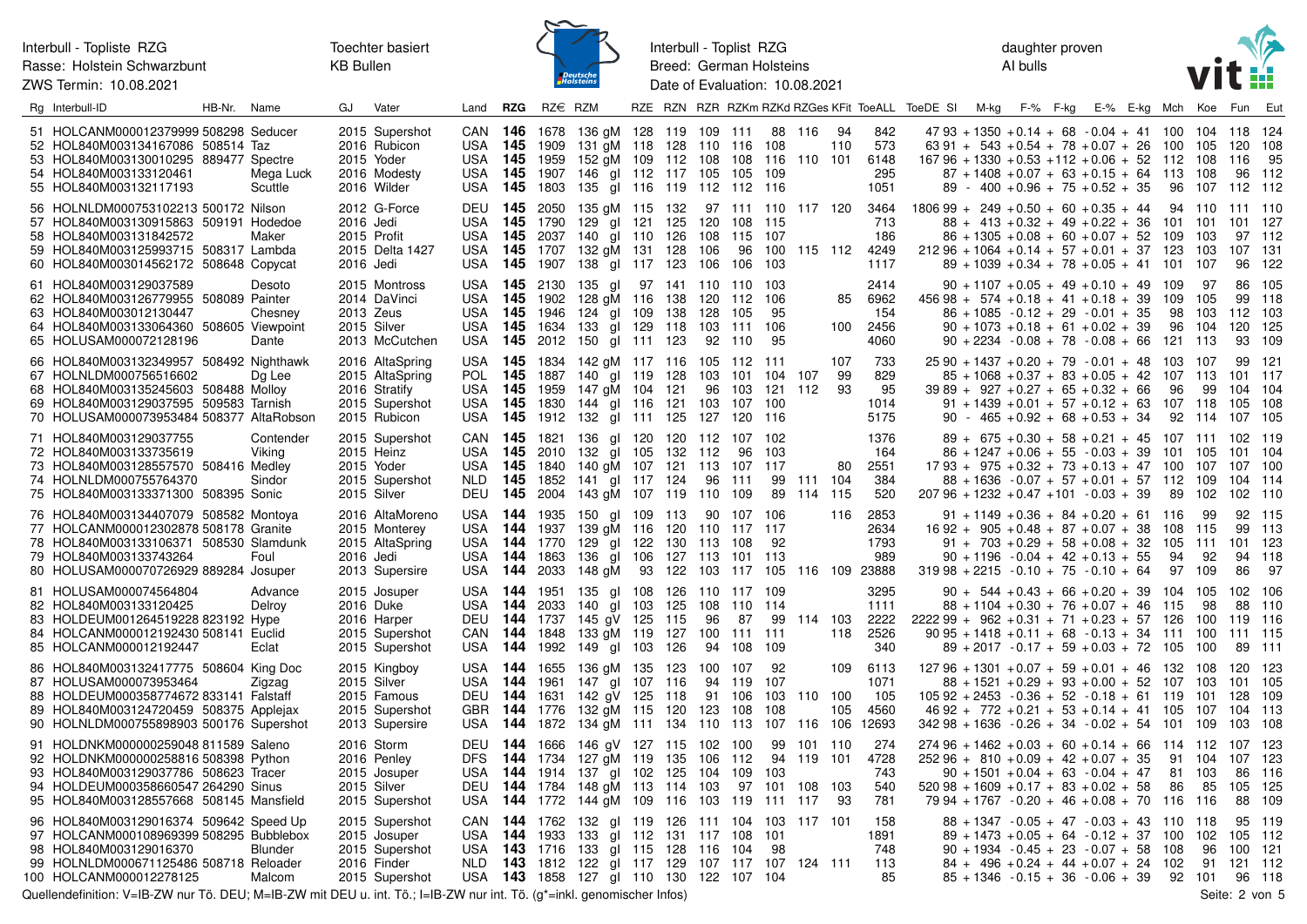Interbull - Topliste RZG
Rasse: Holstein Schwarzbunt
ZWS Termin: 10.08.2021

Toechter basiert
KB Bullen

Interbull - Toplist RZG
Breed: German Holsteins
Date of Evaluation: 10.08.2021

daughter proven
AI bulls

| Rg | Interbull-ID | HB-Nr. | Name | GJ | Vater | Land | RZG | RZ€ | RZM | RZE | RZN | RZR | RZKm | RZKd | RZGes | KFit | ToeALL | ToeDE | SI | M-kg | F-% | F-kg | E-% | E-kg | Mch | Koe | Fun | Eut |
|---|---|---|---|---|---|---|---|---|---|---|---|---|---|---|---|---|---|---|---|---|---|---|---|---|---|---|---|---|
| 51 | HOLCANM000012379999 | 508298 | Seducer | 2015 | Supershot | CAN | 146 | 1678 | 136 gM | 128 | 119 | 109 | 111 | 88 | 116 | 94 | 842 | 47 | 93 | +1350 | +0.14 | + 68 | -0.04 | + 41 | 100 | 104 | 118 | 124 |
| 52 | HOL840M003134167086 | 508514 | Taz | 2016 | Rubicon | USA | 145 | 1909 | 131 gM | 118 | 128 | 110 | 116 | 108 | | 110 | 573 | 63 | 91 | + 543 | +0.54 | + 78 | +0.07 | + 26 | 100 | 105 | 120 | 108 |
| 53 | HOL840M003130010295 | 889477 | Spectre | 2015 | Yoder | USA | 145 | 1959 | 152 gM | 109 | 112 | 108 | 108 | 116 | 110 | 101 | 6148 | 167 | 96 | +1330 | +0.53 | +112 | +0.06 | + 52 | 112 | 108 | 116 | 95 |
| 54 | HOL840M003133120461 | | Mega Luck | 2016 | Modesty | USA | 145 | 1907 | 146 gl | 112 | 117 | 105 | 105 | 109 | | | 295 | | 87 | +1408 | +0.07 | + 63 | +0.15 | + 64 | 113 | 108 | 96 | 112 |
| 55 | HOL840M003132117193 | | Scuttle | 2016 | Wilder | USA | 145 | 1803 | 135 gl | 116 | 119 | 112 | 112 | 116 | | | 1051 | | 89 | - 400 | +0.96 | + 75 | +0.52 | + 35 | 96 | 107 | 112 | 112 |
| 56 | HOLNLDM000753102213 | 500172 | Nilson | 2012 | G-Force | DEU | 145 | 2050 | 135 gM | 115 | 132 | 97 | 111 | 110 | 117 | 120 | 3464 | 1806 | 99 | + 249 | +0.50 | + 60 | +0.35 | + 44 | 94 | 110 | 111 | 110 |
| 57 | HOL840M003130915863 | 509191 | Hodedoe | 2016 | Jedi | USA | 145 | 1790 | 129 gl | 121 | 125 | 120 | 108 | 115 | | | 713 | | 88 | + 413 | +0.32 | + 49 | +0.22 | + 36 | 101 | 101 | 101 | 127 |
| 58 | HOL840M003131842572 | | Maker | 2015 | Profit | USA | 145 | 2037 | 140 gl | 110 | 126 | 108 | 115 | 107 | | | 186 | | 86 | +1305 | +0.08 | + 60 | +0.07 | + 52 | 109 | 103 | 97 | 112 |
| 59 | HOL840M003125993715 | 508317 | Lambda | 2015 | Delta 1427 | USA | 145 | 1707 | 132 gM | 131 | 128 | 106 | 96 | 100 | 115 | 112 | 4249 | 212 | 96 | +1064 | +0.14 | + 57 | +0.01 | + 37 | 123 | 103 | 107 | 131 |
| 60 | HOL840M003014562172 | 508648 | Copycat | 2016 | Jedi | USA | 145 | 1907 | 138 gl | 117 | 123 | 106 | 106 | 103 | | | 1117 | | 89 | +1039 | +0.34 | + 78 | +0.05 | + 41 | 101 | 107 | 96 | 122 |
| 61 | HOL840M003129037589 | | Desoto | 2015 | Montross | USA | 145 | 2130 | 135 gl | 97 | 141 | 110 | 110 | 103 | | | 2414 | | 90 | +1107 | +0.05 | + 49 | +0.10 | + 49 | 109 | 97 | 86 | 105 |
| 62 | HOL840M003126779955 | 508089 | Painter | 2014 | DaVinci | USA | 145 | 1902 | 128 gM | 116 | 138 | 120 | 112 | 106 | | 85 | 6962 | 456 | 98 | + 574 | +0.18 | + 41 | +0.18 | + 39 | 109 | 105 | 99 | 118 |
| 63 | HOL840M003012130447 | | Chesney | 2013 | Zeus | USA | 145 | 1946 | 124 gl | 109 | 138 | 128 | 105 | 95 | | | 154 | | 86 | +1085 | -0.12 | + 29 | -0.01 | + 35 | 98 | 103 | 112 | 103 |
| 64 | HOL840M003133064360 | 508605 | Viewpoint | 2015 | Silver | USA | 145 | 1634 | 133 gl | 129 | 118 | 103 | 111 | 106 | | 100 | 2456 | | 90 | +1073 | +0.18 | + 61 | +0.02 | + 39 | 96 | 104 | 120 | 125 |
| 65 | HOLUSAM000072128196 | | Dante | 2013 | McCutchen | USA | 145 | 2012 | 150 gl | 111 | 123 | 92 | 110 | 95 | | | 4060 | | 90 | +2234 | -0.08 | + 78 | -0.08 | + 66 | 121 | 113 | 93 | 109 |
| 66 | HOL840M003132349957 | 508492 | Nighthawk | 2016 | AltaSpring | USA | 145 | 1834 | 142 gM | 117 | 116 | 105 | 112 | 111 | | 107 | 733 | 25 | 90 | +1437 | +0.20 | + 79 | -0.01 | + 48 | 103 | 107 | 99 | 121 |
| 67 | HOLNLDM000756516602 | | Dg Lee | 2015 | AltaSpring | POL | 145 | 1887 | 140 gl | 119 | 128 | 103 | 101 | 104 | 107 | 99 | 829 | | 85 | +1068 | +0.37 | + 83 | +0.05 | + 42 | 107 | 113 | 101 | 117 |
| 68 | HOL840M003135245603 | 508488 | Molloy | 2016 | Stratify | USA | 145 | 1959 | 147 gM | 104 | 121 | 96 | 103 | 121 | 112 | 93 | 95 | 39 | 89 | + 927 | +0.27 | + 65 | +0.32 | + 66 | 96 | 99 | 104 | 104 |
| 69 | HOL840M003129037595 | 509583 | Tarnish | 2015 | Supershot | USA | 145 | 1830 | 144 gl | 116 | 121 | 103 | 107 | 100 | | | 1014 | | 91 | +1439 | +0.01 | + 57 | +0.12 | + 63 | 107 | 118 | 105 | 108 |
| 70 | HOLUSAM000073953484 | 508377 | AltaRobson | 2015 | Rubicon | USA | 145 | 1912 | 132 gl | 111 | 125 | 127 | 120 | 116 | | | 5175 | | 90 | - 465 | +0.92 | + 68 | +0.53 | + 34 | 92 | 114 | 107 | 105 |
| 71 | HOL840M003129037755 | | Contender | 2015 | Supershot | CAN | 145 | 1821 | 136 gl | 120 | 120 | 112 | 107 | 102 | | | 1376 | | 89 | + 675 | +0.30 | + 58 | +0.21 | + 45 | 107 | 111 | 102 | 119 |
| 72 | HOL840M003133735619 | | Viking | 2015 | Heinz | USA | 145 | 2010 | 132 gl | 105 | 132 | 112 | 96 | 103 | | | 164 | | 86 | +1247 | +0.06 | + 55 | -0.03 | + 39 | 101 | 105 | 101 | 104 |
| 73 | HOL840M003128557570 | 508416 | Medley | 2015 | Yoder | USA | 145 | 1840 | 140 gM | 107 | 121 | 113 | 107 | 117 | | 80 | 2551 | 17 | 93 | + 975 | +0.32 | + 73 | +0.13 | + 47 | 100 | 107 | 107 | 100 |
| 74 | HOLNLDM000755764370 | | Sindor | 2015 | Supershot | NLD | 145 | 1852 | 141 gl | 117 | 124 | 96 | 111 | 99 | 111 | 104 | 384 | | 88 | +1636 | -0.07 | + 57 | +0.01 | + 57 | 112 | 109 | 104 | 114 |
| 75 | HOL840M003133371300 | 508395 | Sonic | 2015 | Silver | DEU | 145 | 2004 | 143 gM | 107 | 119 | 110 | 109 | 89 | 114 | 115 | 520 | 207 | 96 | +1232 | +0.47 | +101 | -0.03 | + 39 | 89 | 102 | 102 | 110 |
| 76 | HOL840M003134407079 | 509582 | Montoya | 2016 | AltaMoreno | USA | 144 | 1935 | 150 gl | 109 | 113 | 90 | 107 | 106 | | 116 | 2853 | | 91 | +1149 | +0.36 | + 84 | +0.20 | + 61 | 116 | 99 | 92 | 115 |
| 77 | HOLCANM000012302878 | 508178 | Granite | 2015 | Monterey | USA | 144 | 1937 | 139 gM | 116 | 120 | 110 | 117 | 117 | | | 2634 | 16 | 92 | + 905 | +0.48 | + 87 | +0.07 | + 38 | 108 | 115 | 99 | 113 |
| 78 | HOL840M003133106371 | 508530 | Slamdunk | 2015 | AltaSpring | USA | 144 | 1770 | 129 gl | 122 | 130 | 113 | 108 | 92 | | | 1793 | | 91 | + 703 | +0.29 | + 58 | +0.08 | + 32 | 105 | 111 | 101 | 123 |
| 79 | HOL840M003133743264 | | Foul | 2016 | Jedi | USA | 144 | 1863 | 136 gl | 106 | 127 | 113 | 101 | 113 | | | 989 | | 90 | +1196 | -0.04 | + 42 | +0.13 | + 55 | 94 | 92 | 94 | 118 |
| 80 | HOLUSAM000070726929 | 889284 | Josuper | 2013 | Supersire | USA | 144 | 2033 | 148 gM | 93 | 122 | 103 | 117 | 105 | 116 | 109 | 23888 | 319 | 98 | +2215 | -0.10 | + 75 | -0.10 | + 64 | 97 | 109 | 86 | 97 |
| 81 | HOLUSAM000074564804 | | Advance | 2015 | Josuper | USA | 144 | 1951 | 135 gl | 108 | 126 | 110 | 117 | 109 | | | 3295 | | 90 | + 544 | +0.43 | + 66 | +0.20 | + 39 | 104 | 105 | 102 | 106 |
| 82 | HOL840M003133120425 | | Delroy | 2016 | Duke | USA | 144 | 2033 | 140 gl | 103 | 125 | 108 | 110 | 114 | | | 1111 | | 88 | +1104 | +0.30 | + 76 | +0.07 | + 46 | 115 | 98 | 88 | 110 |
| 83 | HOLDEUM001264519228 | 823192 | Hype | 2016 | Harper | DEU | 144 | 1737 | 145 gV | 125 | 115 | 96 | 87 | 99 | 114 | 103 | 2222 | 2222 | 99 | + 962 | +0.31 | + 71 | +0.23 | + 57 | 126 | 100 | 119 | 116 |
| 84 | HOLCANM000012192430 | 508141 | Euclid | 2015 | Supershot | CAN | 144 | 1848 | 133 gM | 119 | 127 | 100 | 111 | 111 | | 118 | 2526 | 90 | 95 | +1418 | +0.11 | + 68 | -0.13 | + 34 | 111 | 100 | 111 | 115 |
| 85 | HOLCANM000012192447 | | Eclat | 2015 | Supershot | USA | 144 | 1992 | 149 gl | 103 | 126 | 94 | 108 | 109 | | | 340 | | 89 | +2017 | -0.17 | + 59 | +0.03 | + 72 | 105 | 100 | 89 | 111 |
| 86 | HOL840M003132417775 | 508604 | King Doc | 2015 | Kingboy | USA | 144 | 1655 | 136 gM | 135 | 123 | 100 | 107 | 92 | | 109 | 6113 | 127 | 96 | +1301 | +0.07 | + 59 | +0.01 | + 46 | 132 | 108 | 120 | 123 |
| 87 | HOLUSAM000073953464 | | Zigzag | 2015 | Silver | USA | 144 | 1961 | 147 gl | 107 | 116 | 94 | 119 | 107 | | | 1071 | | 88 | +1521 | +0.29 | + 93 | +0.00 | + 52 | 107 | 103 | 101 | 105 |
| 88 | HOLDEUM000358774672 | 833141 | Falstaff | 2015 | Famous | DEU | 144 | 1631 | 142 gV | 125 | 118 | 91 | 106 | 103 | 110 | 100 | 105 | 105 | 92 | +2453 | -0.36 | + 52 | -0.18 | + 61 | 119 | 101 | 128 | 109 |
| 89 | HOL840M003124720459 | 508375 | Applejax | 2015 | Supershot | GBR | 144 | 1776 | 132 gM | 115 | 120 | 123 | 108 | 108 | | 105 | 4560 | 46 | 92 | + 772 | +0.21 | + 53 | +0.14 | + 41 | 105 | 107 | 104 | 113 |
| 90 | HOLNLDM000755898903 | 500176 | Supershot | 2013 | Supersire | USA | 144 | 1872 | 134 gM | 111 | 134 | 110 | 113 | 107 | 116 | 106 | 12693 | 342 | 98 | +1636 | -0.26 | + 34 | -0.02 | + 54 | 101 | 109 | 103 | 108 |
| 91 | HOLDNKM000000259048 | 811589 | Saleno | 2016 | Storm | DEU | 144 | 1666 | 146 gV | 127 | 115 | 102 | 100 | 99 | 101 | 110 | 274 | 274 | 96 | +1462 | +0.03 | + 60 | +0.14 | + 66 | 114 | 112 | 107 | 123 |
| 92 | HOLDNKM000000258816 | 508398 | Python | 2016 | Penley | DFS | 144 | 1734 | 127 gM | 119 | 135 | 106 | 112 | 94 | 119 | 101 | 4728 | 252 | 96 | + 810 | +0.09 | + 42 | +0.07 | + 35 | 91 | 104 | 107 | 123 |
| 93 | HOL840M003129037786 | 508623 | Tracer | 2015 | Josuper | USA | 144 | 1914 | 137 gl | 102 | 125 | 104 | 109 | 103 | | | 743 | | 90 | +1501 | +0.04 | + 63 | -0.04 | + 47 | 81 | 103 | 86 | 116 |
| 94 | HOLDEUM000358660547 | 264290 | Sinus | 2015 | Silver | DEU | 144 | 1784 | 148 gM | 113 | 114 | 103 | 97 | 101 | 108 | 103 | 540 | 520 | 98 | +1609 | +0.17 | + 83 | +0.02 | + 58 | 86 | 85 | 105 | 125 |
| 95 | HOL840M003128557668 | 508145 | Mansfield | 2015 | Supershot | USA | 144 | 1772 | 144 gM | 109 | 116 | 103 | 119 | 111 | 117 | 93 | 781 | 79 | 94 | +1767 | -0.20 | + 46 | +0.08 | + 70 | 116 | 116 | 88 | 109 |
| 96 | HOL840M003129016374 | 509642 | Speed Up | 2015 | Supershot | CAN | 144 | 1762 | 132 gl | 119 | 126 | 111 | 104 | 103 | 117 | 101 | 158 | | 88 | +1347 | -0.05 | + 47 | -0.03 | + 43 | 110 | 118 | 95 | 119 |
| 97 | HOLCANM000108969399 | 508295 | Bubblebox | 2015 | Josuper | USA | 144 | 1933 | 133 gl | 112 | 131 | 117 | 108 | 101 | | | 1891 | | 89 | +1473 | +0.05 | + 64 | -0.12 | + 37 | 100 | 102 | 105 | 112 |
| 98 | HOL840M003129016370 | | Blunder | 2015 | Supershot | USA | 143 | 1716 | 133 gl | 115 | 128 | 116 | 104 | 98 | | | 748 | | 90 | +1934 | -0.45 | + 23 | -0.07 | + 58 | 108 | 96 | 100 | 121 |
| 99 | HOLNLDM000671125486 | 508718 | Reloader | 2016 | Finder | NLD | 143 | 1812 | 122 gl | 117 | 129 | 107 | 117 | 107 | 124 | 111 | 113 | | 84 | + 496 | +0.24 | + 44 | +0.07 | + 24 | 102 | 91 | 121 | 112 |
| 100 | HOLCANM000012278125 | | Malcom | 2015 | Supershot | USA | 143 | 1858 | 127 gl | 110 | 130 | 122 | 107 | 104 | | | 85 | | 85 | +1346 | -0.15 | + 36 | -0.06 | + 39 | 92 | 101 | 96 | 118 |

Quellendefinition: V=IB-ZW nur Tö. DEU; M=IB-ZW mit DEU u. int. Tö.; I=IB-ZW nur int. Tö. (g*=inkl. genomischer Infos)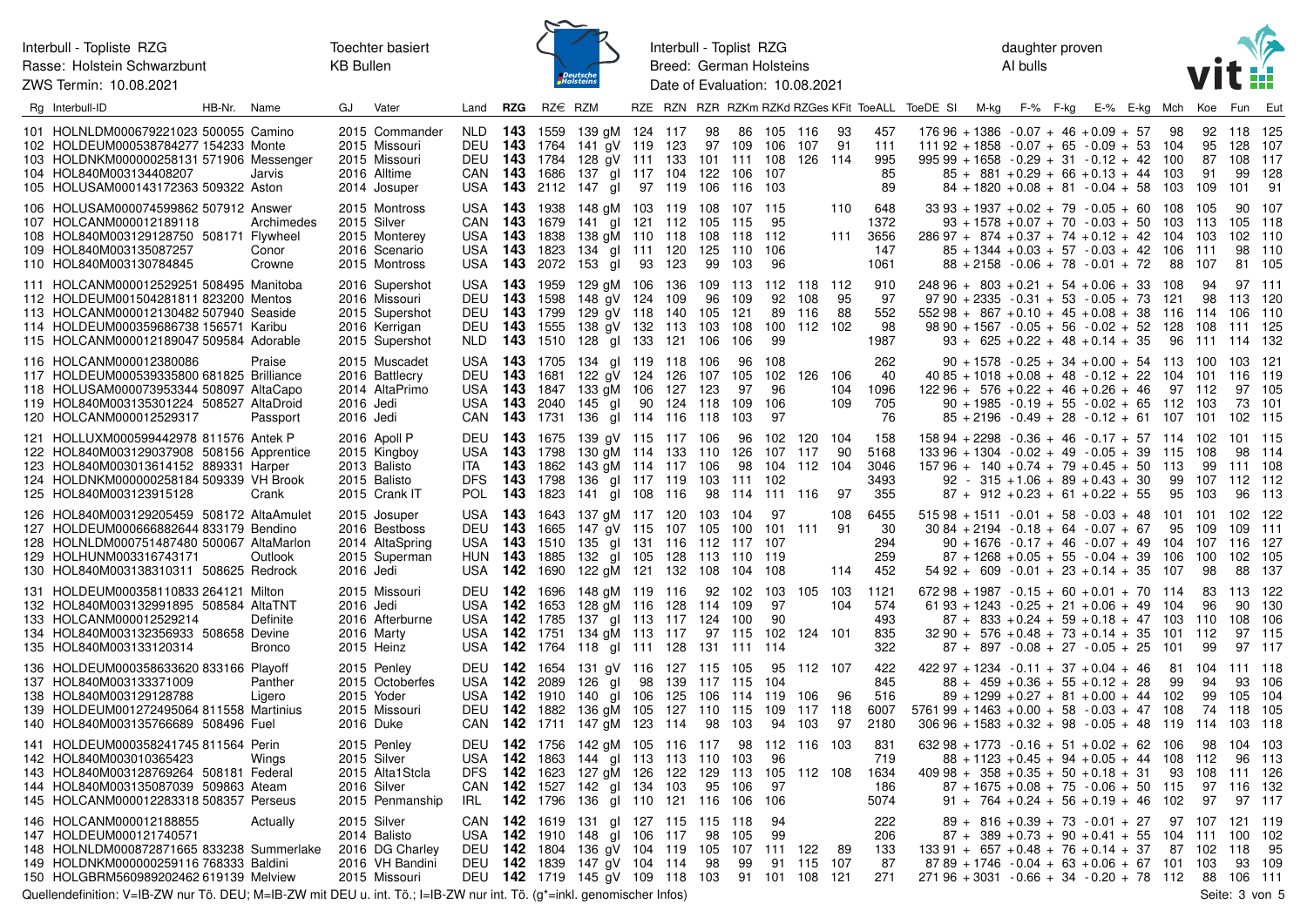Interbull - Topliste RZG
Rasse: Holstein Schwarzbunt
ZWS Termin: 10.08.2021

Toechter basiert KB Bullen

Interbull - Toplist RZG
Breed: German Holsteins
Date of Evaluation: 10.08.2021

daughter proven AI bulls

| Rg | Interbull-ID | HB-Nr. | Name | GJ | Vater | Land | RZG | RZ€ | RZM | RZE | RZN | RZR | RZKm | RZKd | RZGes | KFit | ToeALL | ToeDE | SI | M-kg | F-% | F-kg | E-% | E-kg | Mch | Koe | Fun | Eut |
|---|---|---|---|---|---|---|---|---|---|---|---|---|---|---|---|---|---|---|---|---|---|---|---|---|---|---|---|---|
| 101 | HOLNLDM000679221023 | 500055 | Camino | 2015 | Commander | NLD | 143 | 1559 | 139 gM | 124 | 117 | 98 | 86 | 105 | 116 | 93 | 457 | 176 | 96 | + 1386 | -0.07 | + 46 | +0.09 | + 57 | 98 | 92 | 118 | 125 |
| 102 | HOLDEUM000538784277 | 154233 | Monte | 2015 | Missouri | DEU | 143 | 1764 | 141 gV | 119 | 123 | 97 | 109 | 106 | 107 | 91 | 111 | 111 | 92 | + 1858 | -0.07 | + 65 | -0.09 | + 53 | 104 | 95 | 128 | 107 |
| 103 | HOLDNKM000000258131 | 571906 | Messenger | 2015 | Missouri | DEU | 143 | 1784 | 128 gV | 111 | 133 | 101 | 111 | 108 | 126 | 114 | 995 | 995 | 99 | + 1658 | -0.29 | + 31 | -0.12 | + 42 | 100 | 87 | 108 | 117 |
| 104 | HOL840M003144408207 | | Jarvis | 2016 | Alltime | CAN | 143 | 1686 | 137 gl | 117 | 104 | 122 | 106 | 107 | | | 85 | | 85 | + 881 | +0.29 | + 66 | +0.13 | + 44 | 103 | 91 | 99 | 128 |
| 105 | HOLUSAM000143172363 | 509322 | Aston | 2014 | Josuper | USA | 143 | 2112 | 147 gl | 97 | 119 | 106 | 116 | 103 | | | 89 | | 84 | + 1820 | +0.08 | + 81 | -0.04 | + 58 | 103 | 109 | 101 | 91 |
| 106 | HOLUSAM000074599862 | 507912 | Answer | 2015 | Montross | USA | 143 | 1938 | 148 gM | 103 | 119 | 108 | 107 | 115 | | 110 | 648 | 33 | 93 | + 1937 | +0.02 | + 79 | -0.05 | + 60 | 108 | 105 | 90 | 107 |
| 107 | HOLCANM000012189118 | | Archimedes | 2015 | Silver | CAN | 143 | 1679 | 141 gl | 121 | 112 | 105 | 115 | 95 | | | 1372 | | 93 | + 1578 | +0.07 | + 70 | -0.03 | + 50 | 103 | 113 | 105 | 118 |
| 108 | HOL840M003129128750 | 508171 | Flywheel | 2015 | Monterey | USA | 143 | 1838 | 138 gM | 110 | 118 | 108 | 118 | 112 | | 111 | 3656 | 286 | 97 | + 874 | +0.37 | + 74 | +0.12 | + 42 | 104 | 103 | 102 | 110 |
| 109 | HOL840M003135087257 | | Conor | 2016 | Scenario | USA | 143 | 1823 | 134 gl | 111 | 120 | 125 | 110 | 106 | | | 147 | | 85 | + 1344 | +0.03 | + 57 | -0.03 | + 42 | 106 | 111 | 98 | 110 |
| 110 | HOL840M003130784845 | | Crowne | 2015 | Montross | USA | 143 | 2072 | 153 gl | 93 | 123 | 99 | 103 | 96 | | | 1061 | | 88 | + 2158 | -0.06 | + 78 | -0.01 | + 72 | 88 | 107 | 81 | 105 |
| 111 | HOLCANM000012529251 | 508495 | Manitoba | 2016 | Supershot | USA | 143 | 1959 | 129 gM | 106 | 136 | 109 | 113 | 112 | 118 | 112 | 910 | 248 | 96 | + 803 | +0.21 | + 54 | +0.06 | + 33 | 108 | 94 | 97 | 111 |
| 112 | HOLDEUM001504281811 | 823200 | Mentos | 2016 | Missouri | DEU | 143 | 1598 | 148 gV | 124 | 109 | 96 | 109 | 92 | 108 | 95 | 97 | 97 | 90 | + 2335 | -0.31 | + 53 | -0.05 | + 73 | 121 | 98 | 113 | 120 |
| 113 | HOLCANM000012130482 | 507940 | Seaside | 2015 | Supershot | DEU | 143 | 1799 | 129 gV | 118 | 140 | 105 | 121 | 89 | 116 | 88 | 552 | 552 | 98 | + 867 | +0.10 | + 45 | +0.08 | + 38 | 116 | 114 | 106 | 110 |
| 114 | HOLDEUM000359686738 | 156571 | Karibu | 2016 | Kerrigan | DEU | 143 | 1555 | 138 gV | 132 | 113 | 103 | 108 | 100 | 112 | 102 | 98 | 98 | 90 | + 1567 | -0.05 | + 56 | -0.02 | + 52 | 128 | 108 | 111 | 125 |
| 115 | HOLCANM000012189047 | 509584 | Adorable | 2015 | Supershot | NLD | 143 | 1510 | 128 gl | 133 | 121 | 106 | 106 | 99 | | | 1987 | | 93 | + 625 | +0.22 | + 48 | +0.14 | + 35 | 96 | 111 | 114 | 132 |
| 116 | HOLCANM000012380086 | | Praise | 2015 | Muscadet | USA | 143 | 1705 | 134 gl | 119 | 118 | 106 | 96 | 108 | | | 262 | | 90 | + 1578 | -0.25 | + 34 | +0.00 | + 54 | 113 | 100 | 103 | 121 |
| 117 | HOLDEUM000539335800 | 681825 | Brilliance | 2016 | Battlecry | DEU | 143 | 1681 | 122 gV | 124 | 126 | 107 | 105 | 102 | 126 | 106 | 40 | 40 | 85 | + 1018 | +0.08 | + 48 | -0.12 | + 22 | 104 | 101 | 116 | 119 |
| 118 | HOLUSAM000073953344 | 508097 | AltaCapo | 2014 | AltaPrimo | USA | 143 | 1847 | 133 gM | 106 | 127 | 123 | 97 | 96 | | 104 | 1096 | 122 | 96 | + 576 | +0.22 | + 46 | +0.26 | + 46 | 97 | 112 | 97 | 105 |
| 119 | HOL840M003135301224 | 508527 | AltaDroid | 2016 | Jedi | USA | 143 | 2040 | 145 gl | 90 | 124 | 118 | 109 | 106 | | 109 | 705 | | 90 | + 1985 | -0.19 | + 55 | -0.02 | + 65 | 112 | 103 | 73 | 101 |
| 120 | HOLCANM000012529317 | | Passport | 2016 | Jedi | CAN | 143 | 1731 | 136 gl | 114 | 116 | 118 | 103 | 97 | | | 76 | | 85 | + 2196 | -0.49 | + 28 | -0.12 | + 61 | 107 | 101 | 102 | 115 |
| 121 | HOLLUXM000599442978 | 811576 | Antek P | 2016 | Apoll P | DEU | 143 | 1675 | 139 gV | 115 | 117 | 106 | 96 | 102 | 120 | 104 | 158 | 158 | 94 | + 2298 | -0.36 | + 46 | -0.17 | + 57 | 114 | 102 | 101 | 115 |
| 122 | HOL840M003129037908 | 508156 | Apprentice | 2015 | Kingboy | USA | 143 | 1798 | 130 gM | 114 | 133 | 110 | 126 | 107 | 117 | 90 | 5168 | 133 | 96 | + 1304 | -0.02 | + 49 | -0.05 | + 39 | 115 | 108 | 98 | 114 |
| 123 | HOL840M003014614152 | 889331 | Harper | 2013 | Balisto | ITA | 143 | 1862 | 143 gM | 114 | 117 | 106 | 98 | 104 | 112 | 104 | 3046 | 157 | 96 | + 140 | +0.74 | + 79 | +0.45 | + 50 | 113 | 99 | 111 | 108 |
| 124 | HOLDNKM000000258184 | 509339 | VH Brook | 2015 | Balisto | DFS | 143 | 1798 | 136 gl | 117 | 119 | 103 | 111 | 102 | | | 3493 | | 92 | - 315 | +1.06 | + 89 | +0.43 | + 30 | 99 | 107 | 112 | 112 |
| 125 | HOL840M003123915128 | | Crank | 2015 | Crank IT | POL | 143 | 1823 | 141 gl | 108 | 116 | 98 | 114 | 111 | 116 | 97 | 355 | | 87 | + 912 | +0.23 | + 61 | +0.22 | + 55 | 95 | 103 | 96 | 113 |
| 126 | HOL840M003129205459 | 508172 | AltaAmulet | 2015 | Josuper | USA | 143 | 1643 | 137 gM | 117 | 120 | 103 | 104 | 97 | | 108 | 6455 | 515 | 98 | + 1511 | -0.01 | + 58 | -0.03 | + 48 | 101 | 101 | 102 | 122 |
| 127 | HOLDEUM000666882644 | 833179 | Bendino | 2016 | Bestboss | DEU | 143 | 1665 | 147 gV | 115 | 107 | 105 | 100 | 101 | 111 | 91 | 30 | 30 | 84 | + 2194 | -0.18 | + 64 | -0.07 | + 67 | 95 | 109 | 109 | 111 |
| 128 | HOLNLDM000751487480 | 500067 | AltaMarlon | 2014 | AltaSpring | USA | 143 | 1510 | 135 gl | 131 | 116 | 112 | 117 | 107 | | | 294 | | 90 | + 1676 | -0.17 | + 46 | -0.07 | + 49 | 104 | 107 | 116 | 127 |
| 129 | HOLHUNM003316743171 | | Outlook | 2015 | Superman | HUN | 143 | 1885 | 132 gl | 105 | 128 | 113 | 110 | 119 | | | 259 | | 87 | + 1268 | +0.05 | + 55 | -0.04 | + 39 | 106 | 100 | 102 | 105 |
| 130 | HOL840M003138310311 | 508625 | Redrock | 2016 | Jedi | USA | 142 | 1690 | 122 gM | 121 | 132 | 108 | 104 | 108 | | 114 | 452 | 54 | 92 | + 609 | -0.01 | + 23 | +0.14 | + 35 | 107 | 98 | 88 | 137 |
| 131 | HOLDEUM000358110833 | 264121 | Milton | 2015 | Missouri | DEU | 142 | 1696 | 148 gM | 119 | 116 | 92 | 102 | 103 | 105 | 103 | 1121 | 672 | 98 | + 1987 | -0.15 | + 60 | +0.01 | + 70 | 114 | 83 | 113 | 122 |
| 132 | HOL840M003132991895 | 508584 | AltaTNT | 2016 | Jedi | USA | 142 | 1653 | 128 gM | 116 | 128 | 114 | 109 | 97 | | 104 | 574 | 61 | 93 | + 1243 | -0.25 | + 21 | +0.06 | + 49 | 104 | 96 | 90 | 130 |
| 133 | HOLCANM000012529214 | | Definite | 2016 | Afterburne | USA | 142 | 1785 | 137 gl | 113 | 117 | 124 | 100 | 90 | | | 493 | | 87 | + 833 | +0.24 | + 59 | +0.18 | + 47 | 103 | 110 | 108 | 106 |
| 134 | HOL840M003132356933 | 508658 | Devine | 2016 | Marty | USA | 142 | 1751 | 134 gM | 113 | 117 | 97 | 115 | 102 | 124 | 101 | 835 | 32 | 90 | + 576 | +0.48 | + 73 | +0.14 | + 35 | 101 | 112 | 97 | 115 |
| 135 | HOL840M003133120314 | | Bronco | 2015 | Heinz | USA | 142 | 1764 | 118 gl | 111 | 128 | 131 | 111 | 114 | | | 322 | | 87 | + 897 | -0.08 | + 27 | -0.05 | + 25 | 101 | 99 | 97 | 117 |
| 136 | HOLDEUM000358633620 | 833166 | Playoff | 2015 | Penley | DEU | 142 | 1654 | 131 gV | 116 | 127 | 115 | 105 | 95 | 112 | 107 | 422 | 422 | 97 | + 1234 | -0.11 | + 37 | +0.04 | + 46 | 81 | 104 | 111 | 118 |
| 137 | HOL840M003133371009 | | Panther | 2015 | Octoberfes | USA | 142 | 2089 | 126 gl | 98 | 139 | 117 | 115 | 104 | | | 845 | | 88 | + 459 | +0.36 | + 55 | +0.12 | + 28 | 99 | 94 | 93 | 106 |
| 138 | HOL840M003129128788 | | Ligero | 2015 | Yoder | USA | 142 | 1910 | 140 gl | 106 | 125 | 106 | 114 | 119 | 106 | 96 | 516 | | 89 | + 1299 | +0.27 | + 81 | +0.00 | + 44 | 102 | 99 | 105 | 104 |
| 139 | HOLDEUM001272495064 | 811558 | Martinius | 2015 | Missouri | DEU | 142 | 1882 | 136 gM | 105 | 127 | 110 | 115 | 109 | 117 | 118 | 6007 | 5761 | 99 | + 1463 | +0.00 | + 58 | -0.03 | + 47 | 108 | 74 | 118 | 105 |
| 140 | HOL840M003135766689 | 508496 | Fuel | 2016 | Duke | CAN | 142 | 1711 | 147 gM | 123 | 114 | 98 | 103 | 94 | 103 | 97 | 2180 | 306 | 96 | + 1583 | +0.32 | + 98 | -0.05 | + 48 | 119 | 114 | 103 | 118 |
| 141 | HOLDEUM000358241745 | 811564 | Perin | 2015 | Penley | DEU | 142 | 1756 | 142 gM | 105 | 116 | 117 | 98 | 112 | 116 | 103 | 831 | 632 | 98 | + 1773 | -0.16 | + 51 | +0.02 | + 62 | 106 | 98 | 104 | 103 |
| 142 | HOL840M003010365423 | | Wings | 2015 | Silver | USA | 142 | 1863 | 144 gl | 113 | 113 | 110 | 103 | 96 | | | 719 | | 88 | + 1123 | +0.45 | + 94 | +0.05 | + 44 | 108 | 112 | 96 | 113 |
| 143 | HOL840M003128769264 | 508181 | Federal | 2015 | Alta1Stcla | DFS | 142 | 1623 | 127 gM | 126 | 122 | 129 | 113 | 105 | 112 | 108 | 1634 | 409 | 98 | + 358 | +0.35 | + 50 | +0.18 | + 31 | 93 | 108 | 111 | 126 |
| 144 | HOL840M003135087039 | 509863 | Ateam | 2016 | Silver | CAN | 142 | 1527 | 142 gl | 134 | 103 | 95 | 106 | 97 | | | 186 | | 87 | + 1675 | +0.08 | + 75 | -0.06 | + 50 | 115 | 97 | 116 | 132 |
| 145 | HOLCANM000012283318 | 508357 | Perseus | 2015 | Penmanship | IRL | 142 | 1796 | 136 gl | 110 | 121 | 116 | 106 | 106 | | | 5074 | | 91 | + 764 | +0.24 | + 56 | +0.19 | + 46 | 102 | 97 | 97 | 117 |
| 146 | HOLCANM000012188855 | | Actually | 2015 | Silver | CAN | 142 | 1619 | 131 gl | 127 | 115 | 115 | 118 | 94 | | | 222 | | 89 | + 816 | +0.39 | + 73 | -0.01 | + 27 | 97 | 107 | 121 | 119 |
| 147 | HOLDEUM000121740571 | | | 2014 | Balisto | USA | 142 | 1910 | 148 gl | 106 | 117 | 98 | 105 | 99 | | | 206 | | 87 | + 389 | +0.73 | + 90 | +0.41 | + 55 | 104 | 111 | 100 | 102 |
| 148 | HOLNLDM000872871665 | 833238 | Summerlake | 2016 | DG Charley | DEU | 142 | 1804 | 136 gV | 104 | 119 | 105 | 107 | 111 | 122 | 89 | 133 | 133 | 91 | + 657 | +0.48 | + 76 | +0.14 | + 37 | 87 | 102 | 118 | 95 |
| 149 | HOLDNKM000000259116 | 768333 | Baldini | 2016 | VH Bandini | DEU | 142 | 1839 | 147 gV | 104 | 114 | 98 | 99 | 91 | 115 | 107 | 87 | 87 | 89 | + 1746 | -0.04 | + 63 | +0.06 | + 67 | 101 | 103 | 93 | 109 |
| 150 | HOLGBRM560989202462 | 619139 | Melview | 2015 | Missouri | DEU | 142 | 1719 | 145 gV | 109 | 118 | 103 | 91 | 101 | 108 | 121 | 271 | 271 | 96 | + 3031 | -0.66 | + 34 | -0.20 | + 78 | 112 | 88 | 106 | 111 |

Quellendefinition: V=IB-ZW nur Tö. DEU; M=IB-ZW mit DEU u. int. Tö.; I=IB-ZW nur int. Tö. (g*=inkl. genomischer Infos)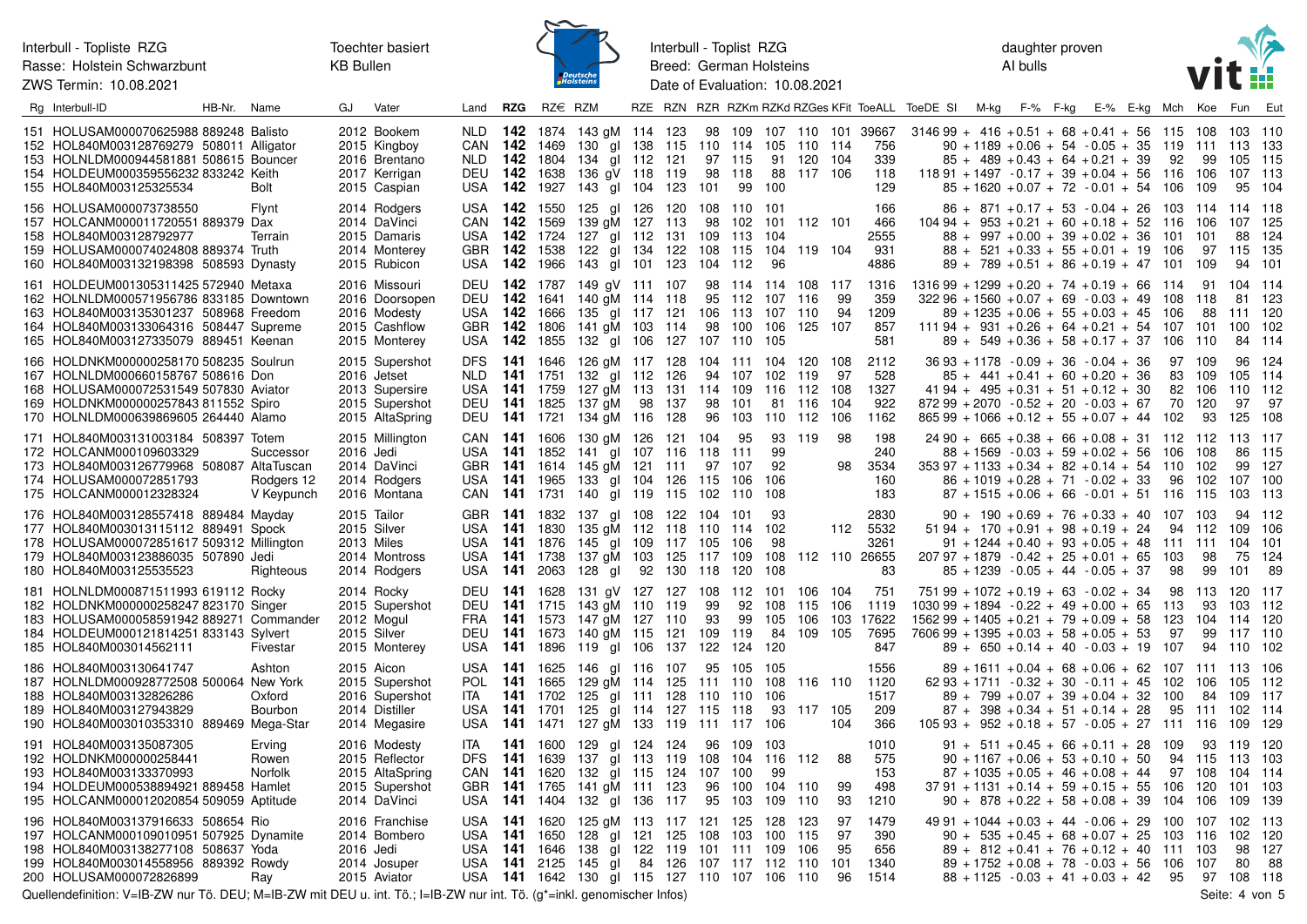Interbull - Topliste RZG · Rasse: Holstein Schwarzbunt · ZWS Termin: 10.08.2021 · Toechter basiert KB Bullen

Interbull - Toplist RZG · Breed: German Holsteins · Date of Evaluation: 10.08.2021 · daughter proven AI bulls

| Rg | Interbull-ID | HB-Nr. | Name | GJ | Vater | Land | RZG | RZ€ | RZM | RZE | RZN | RZR | RZKm | RZKd | RZGes | KFit | ToeALL | ToeDE | SI | M-kg | F-% | F-kg | E-% | E-kg | Mch | Koe | Fun | Eut |
|---|---|---|---|---|---|---|---|---|---|---|---|---|---|---|---|---|---|---|---|---|---|---|---|---|---|---|---|---|
| 151 | HOLUSAM000070625988 | 889248 | Balisto | 2012 | Bookem | NLD | **142** | 1874 | 143 gM | 114 | 123 | 98 | 109 | 107 | 110 | 101 | 39667 | 3146 | 99 | +416 | +0.51 | +68 | +0.41 | +56 | 115 | 108 | 103 | 110 |
| 152 | HOL840M003128769279 | 508011 | Alligator | 2015 | Kingboy | CAN | **142** | 1469 | 130 gl | 138 | 115 | 110 | 114 | 105 | 110 | 114 | 756 | | 90 | +1189 | +0.06 | +54 | -0.05 | +35 | 119 | 111 | 113 | 133 |
| 153 | HOLNLDM000944581881 | 508615 | Bouncer | 2016 | Brentano | NLD | **142** | 1804 | 134 gl | 112 | 121 | 97 | 115 | 91 | 120 | 104 | 339 | | 85 | +489 | +0.43 | +64 | +0.21 | +39 | 92 | 99 | 105 | 115 |
| 154 | HOLDEUM000359556232 | 833242 | Keith | 2017 | Kerrigan | DEU | **142** | 1638 | 136 gV | 118 | 119 | 98 | 118 | 88 | 117 | 106 | 118 | 118 | 91 | +1497 | -0.17 | +39 | +0.04 | +56 | 116 | 106 | 107 | 113 |
| 155 | HOL840M003125325534 | | Bolt | 2015 | Caspian | USA | **142** | 1927 | 143 gl | 104 | 123 | 101 | 99 | 100 | | | 129 | | 85 | +1620 | +0.07 | +72 | -0.01 | +54 | 106 | 109 | 95 | 104 |
| 156 | HOLUSAM000073738550 | | Flynt | 2014 | Rodgers | USA | **142** | 1550 | 125 gl | 126 | 120 | 108 | 110 | 101 | | | 166 | | 86 | +871 | +0.17 | +53 | -0.04 | +26 | 103 | 114 | 114 | 118 |
| 157 | HOLCANM000117120551 | 889379 | Dax | 2014 | DaVinci | CAN | **142** | 1569 | 139 gM | 127 | 113 | 98 | 102 | 101 | 112 | 101 | 466 | 104 | 94 | +953 | +0.21 | +60 | +0.18 | +52 | 116 | 106 | 107 | 125 |
| 158 | HOL840M003128792977 | | Terrain | 2015 | Damaris | USA | **142** | 1724 | 127 gl | 112 | 131 | 109 | 113 | 104 | | | 2555 | | 88 | +997 | +0.00 | +39 | +0.02 | +36 | 101 | 101 | 88 | 124 |
| 159 | HOLUSAM000074024808 | 889374 | Truth | 2014 | Monterey | GBR | **142** | 1538 | 122 gl | 134 | 122 | 108 | 115 | 104 | 119 | 104 | 931 | | 88 | +521 | +0.33 | +55 | +0.01 | +19 | 106 | 97 | 115 | 135 |
| 160 | HOL840M003132198398 | 508593 | Dynasty | 2015 | Rubicon | USA | **142** | 1966 | 143 gl | 101 | 123 | 104 | 112 | 96 | | | 4886 | | 89 | +789 | +0.51 | +86 | +0.19 | +47 | 101 | 109 | 94 | 101 |
| 161 | HOLDEUM001305311425 | 572940 | Metaxa | 2016 | Missouri | DEU | **142** | 1787 | 149 gV | 111 | 107 | 98 | 114 | 114 | 108 | 117 | 1316 | 1316 | 99 | +1299 | +0.20 | +74 | +0.19 | +66 | 114 | 91 | 104 | 114 |
| 162 | HOLNLDM000571956786 | 833185 | Downtown | 2016 | Doorsopen | DEU | **142** | 1641 | 140 gM | 114 | 118 | 95 | 112 | 107 | 116 | 99 | 359 | 322 | 96 | +1560 | +0.07 | +69 | -0.03 | +49 | 108 | 118 | 81 | 123 |
| 163 | HOL840M003135301237 | 508968 | Freedom | 2016 | Modesty | USA | **142** | 1666 | 135 gl | 117 | 121 | 106 | 113 | 107 | 110 | 94 | 1209 | | 89 | +1235 | +0.06 | +55 | +0.03 | +45 | 106 | 88 | 111 | 120 |
| 164 | HOL840M003133064316 | 508447 | Supreme | 2015 | Cashflow | GBR | **142** | 1806 | 141 gM | 103 | 114 | 98 | 100 | 106 | 125 | 107 | 857 | 111 | 94 | +931 | +0.26 | +64 | +0.21 | +54 | 107 | 101 | 100 | 102 |
| 165 | HOL840M003127335079 | 889451 | Keenan | 2015 | Monterey | USA | **142** | 1855 | 132 gl | 106 | 127 | 107 | 110 | 105 | | | 581 | | 89 | +549 | +0.36 | +58 | +0.17 | +37 | 106 | 110 | 84 | 114 |
| 166 | HOLDNKM000000258170 | 508235 | Soulrun | 2015 | Supershot | DFS | **141** | 1646 | 126 gM | 117 | 128 | 104 | 111 | 104 | 120 | 108 | 2112 | 36 | 93 | +1178 | -0.09 | +36 | -0.04 | +36 | 97 | 109 | 96 | 124 |
| 167 | HOLNLDM000660158767 | 508616 | Don | 2016 | Jetset | NLD | **141** | 1751 | 132 gl | 112 | 126 | 94 | 107 | 102 | 119 | 97 | 528 | | 85 | +441 | +0.41 | +60 | +0.20 | +36 | 83 | 109 | 105 | 114 |
| 168 | HOLUSAM000072531549 | 507830 | Aviator | 2013 | Supersire | USA | **141** | 1759 | 127 gM | 113 | 131 | 114 | 109 | 116 | 112 | 108 | 1327 | 41 | 94 | +495 | +0.31 | +51 | +0.12 | +30 | 82 | 106 | 110 | 112 |
| 169 | HOLDNKM000000257843 | 811552 | Spiro | 2015 | Supershot | DEU | **141** | 1825 | 137 gM | 98 | 137 | 98 | 101 | 81 | 116 | 104 | 922 | 872 | 99 | +2070 | -0.52 | +20 | -0.03 | +67 | 70 | 120 | 97 | 97 |
| 170 | HOLNLDM000639869605 | 264440 | Alamo | 2015 | AltaSpring | DEU | **141** | 1721 | 134 gM | 116 | 128 | 96 | 103 | 110 | 112 | 106 | 1162 | 865 | 99 | +1066 | +0.12 | +55 | +0.07 | +44 | 102 | 93 | 125 | 108 |
| 171 | HOL840M003131003184 | 508397 | Totem | 2015 | Millington | CAN | **141** | 1606 | 130 gM | 126 | 121 | 104 | 95 | 93 | 119 | 98 | 198 | 24 | 90 | +665 | +0.38 | +66 | +0.08 | +31 | 112 | 112 | 113 | 117 |
| 172 | HOLCANM000109603329 | | Successor | 2016 | Jedi | USA | **141** | 1852 | 141 gl | 107 | 116 | 118 | 111 | 99 | | | 240 | | 88 | +1569 | -0.03 | +59 | +0.02 | +56 | 106 | 108 | 86 | 115 |
| 173 | HOL840M003126779968 | 508087 | AltaTuscan | 2014 | DaVinci | GBR | **141** | 1614 | 145 gM | 121 | 111 | 97 | 107 | 92 | | 98 | 3534 | 353 | 97 | +1133 | +0.34 | +82 | +0.14 | +54 | 110 | 102 | 99 | 127 |
| 174 | HOLUSAM000072851793 | | Rodgers 12 | 2014 | Rodgers | USA | **141** | 1965 | 133 gl | 104 | 126 | 115 | 106 | 106 | | | 160 | | 86 | +1019 | +0.28 | +71 | -0.02 | +33 | 96 | 102 | 107 | 100 |
| 175 | HOLCANM000012328324 | | V Keypunch | 2016 | Montana | CAN | **141** | 1731 | 140 gl | 119 | 115 | 102 | 110 | 108 | | | 183 | | 87 | +1515 | +0.06 | +66 | -0.01 | +51 | 116 | 115 | 103 | 113 |
| 176 | HOL840M003128557418 | 889484 | Mayday | 2015 | Tailor | GBR | **141** | 1832 | 137 gl | 108 | 122 | 104 | 101 | 93 | | | 2830 | | 90 | +190 | +0.69 | +76 | +0.33 | +40 | 107 | 103 | 94 | 112 |
| 177 | HOL840M003013115112 | 889491 | Spock | 2015 | Silver | USA | **141** | 1830 | 135 gM | 112 | 118 | 110 | 114 | 102 | | 112 | 5532 | 51 | 94 | +170 | +0.91 | +98 | +0.19 | +24 | 94 | 112 | 109 | 106 |
| 178 | HOLUSAM000072851617 | 509312 | Millington | 2013 | Miles | USA | **141** | 1876 | 145 gl | 109 | 117 | 105 | 106 | 98 | | | 3261 | | 91 | +1244 | +0.40 | +93 | +0.05 | +48 | 111 | 111 | 104 | 101 |
| 179 | HOL840M003123886035 | 507890 | Jedi | 2014 | Montross | USA | **141** | 1738 | 137 gM | 103 | 125 | 117 | 109 | 108 | 112 | 110 | 26655 | 207 | 97 | +1879 | -0.42 | +25 | +0.01 | +65 | 103 | 98 | 75 | 124 |
| 180 | HOL840M003125535523 | | Righteous | 2014 | Rodgers | USA | **141** | 2063 | 128 gl | 92 | 130 | 118 | 120 | 108 | | | 83 | | 85 | +1239 | -0.05 | +44 | -0.05 | +37 | 98 | 99 | 101 | 89 |
| 181 | HOLNLDM000871511993 | 619112 | Rocky | 2014 | Rocky | DEU | **141** | 1628 | 131 gV | 127 | 127 | 108 | 112 | 101 | 106 | 104 | 751 | 751 | 99 | +1072 | +0.19 | +63 | -0.02 | +34 | 98 | 113 | 120 | 117 |
| 182 | HOLDNKM000000258247 | 823170 | Singer | 2015 | Supershot | DEU | **141** | 1715 | 143 gM | 110 | 119 | 99 | 92 | 108 | 115 | 106 | 1119 | 1030 | 99 | +1894 | -0.22 | +49 | +0.00 | +65 | 113 | 93 | 103 | 112 |
| 183 | HOLUSAM000058591942 | 889271 | Commander | 2012 | Mogul | FRA | **141** | 1573 | 147 gM | 127 | 110 | 93 | 99 | 105 | 106 | 103 | 17622 | 1562 | 99 | +1405 | +0.21 | +79 | +0.09 | +58 | 123 | 104 | 114 | 120 |
| 184 | HOLDEUM000121814251 | 833143 | Sylvert | 2015 | Silver | DEU | **141** | 1673 | 140 gM | 115 | 121 | 109 | 119 | 84 | 109 | 105 | 7695 | 7606 | 99 | +1395 | +0.03 | +58 | +0.05 | +53 | 97 | 99 | 117 | 110 |
| 185 | HOL840M003014562111 | | Fivestar | 2015 | Monterey | USA | **141** | 1896 | 119 gl | 106 | 137 | 122 | 124 | 120 | | | 847 | | 89 | +650 | +0.14 | +40 | -0.03 | +19 | 107 | 94 | 110 | 102 |
| 186 | HOL840M003130641747 | | Ashton | 2015 | Aicon | USA | **141** | 1625 | 146 gl | 116 | 107 | 95 | 105 | 105 | | | 1556 | | 89 | +1611 | +0.04 | +68 | +0.06 | +62 | 107 | 111 | 113 | 106 |
| 187 | HOLNLDM000928772508 | 500064 | New York | 2015 | Supershot | POL | **141** | 1665 | 129 gM | 114 | 125 | 111 | 110 | 108 | 116 | 110 | 1120 | 62 | 93 | +1711 | -0.32 | +30 | -0.11 | +45 | 102 | 106 | 105 | 112 |
| 188 | HOL840M003132826286 | | Oxford | 2016 | Supershot | ITA | **141** | 1702 | 125 gl | 111 | 128 | 110 | 110 | 106 | | | 1517 | | 89 | +799 | +0.07 | +39 | +0.04 | +32 | 100 | 84 | 109 | 117 |
| 189 | HOL840M003127943829 | | Bourbon | 2014 | Distiller | USA | **141** | 1701 | 125 gl | 114 | 127 | 115 | 118 | 93 | 117 | 105 | 209 | | 87 | +398 | +0.34 | +51 | +0.14 | +28 | 95 | 111 | 102 | 114 |
| 190 | HOL840M003010353310 | 889469 | Mega-Star | 2014 | Megasire | USA | **141** | 1471 | 127 gM | 133 | 119 | 111 | 117 | 106 | | 104 | 366 | 105 | 93 | +952 | +0.18 | +57 | -0.05 | +27 | 111 | 116 | 109 | 129 |
| 191 | HOL840M003135087305 | | Erving | 2016 | Modesty | ITA | **141** | 1600 | 129 gl | 124 | 124 | 96 | 109 | 103 | | | 1010 | | 91 | +511 | +0.45 | +66 | +0.11 | +28 | 109 | 93 | 119 | 120 |
| 192 | HOLDNKM000000258441 | | Rowen | 2015 | Reflector | DFS | **141** | 1639 | 137 gl | 113 | 119 | 108 | 104 | 116 | 112 | 88 | 575 | | 90 | +1167 | +0.06 | +53 | +0.10 | +50 | 94 | 115 | 113 | 103 |
| 193 | HOL840M003133370993 | | Norfolk | 2015 | AltaSpring | CAN | **141** | 1620 | 132 gl | 115 | 124 | 107 | 100 | 99 | | | 153 | | 87 | +1035 | +0.05 | +46 | +0.08 | +44 | 97 | 108 | 104 | 114 |
| 194 | HOLDEUM000538894921 | 889458 | Hamlet | 2015 | Supershot | GBR | **141** | 1765 | 141 gM | 111 | 123 | 96 | 100 | 104 | 110 | 99 | 498 | 37 | 91 | +1131 | +0.14 | +59 | +0.15 | +55 | 106 | 120 | 101 | 103 |
| 195 | HOLCANM000012020854 | 509059 | Aptitude | 2014 | DaVinci | USA | **141** | 1404 | 132 gl | 136 | 117 | 95 | 103 | 109 | 110 | 93 | 1210 | | 90 | +878 | +0.22 | +58 | +0.08 | +39 | 104 | 106 | 109 | 139 |
| 196 | HOL840M003137916633 | 508654 | Rio | 2016 | Franchise | USA | **141** | 1620 | 125 gM | 113 | 117 | 121 | 125 | 128 | 123 | 97 | 1479 | 49 | 91 | +1044 | +0.03 | +44 | -0.06 | +29 | 100 | 107 | 102 | 113 |
| 197 | HOLCANM000109010951 | 507925 | Dynamite | 2014 | Bombero | USA | **141** | 1650 | 128 gl | 121 | 125 | 108 | 103 | 100 | 115 | 97 | 390 | | 90 | +535 | +0.45 | +68 | +0.07 | +25 | 103 | 116 | 102 | 120 |
| 198 | HOL840M003138277108 | 508637 | Yoda | 2016 | Jedi | USA | **141** | 1646 | 138 gl | 122 | 119 | 101 | 111 | 109 | 106 | 95 | 656 | | 89 | +812 | +0.41 | +76 | +0.12 | +40 | 111 | 103 | 98 | 127 |
| 199 | HOL840M003014558956 | 889392 | Rowdy | 2014 | Josuper | USA | **141** | 2125 | 145 gl | 84 | 126 | 107 | 117 | 112 | 110 | 101 | 1340 | | 89 | +1752 | +0.08 | +78 | -0.03 | +56 | 106 | 107 | 80 | 88 |
| 200 | HOLUSAM000072826899 | | Ray | 2015 | Aviator | USA | **141** | 1642 | 130 gl | 115 | 127 | 110 | 107 | 106 | 110 | 96 | 1514 | | 88 | +1125 | -0.03 | +41 | +0.03 | +42 | 95 | 97 | 108 | 118 |

Quellendefinition: V=IB-ZW nur Tö. DEU; M=IB-ZW mit DEU u. int. Tö.; I=IB-ZW nur int. Tö. (g*=inkl. genomischer Infos)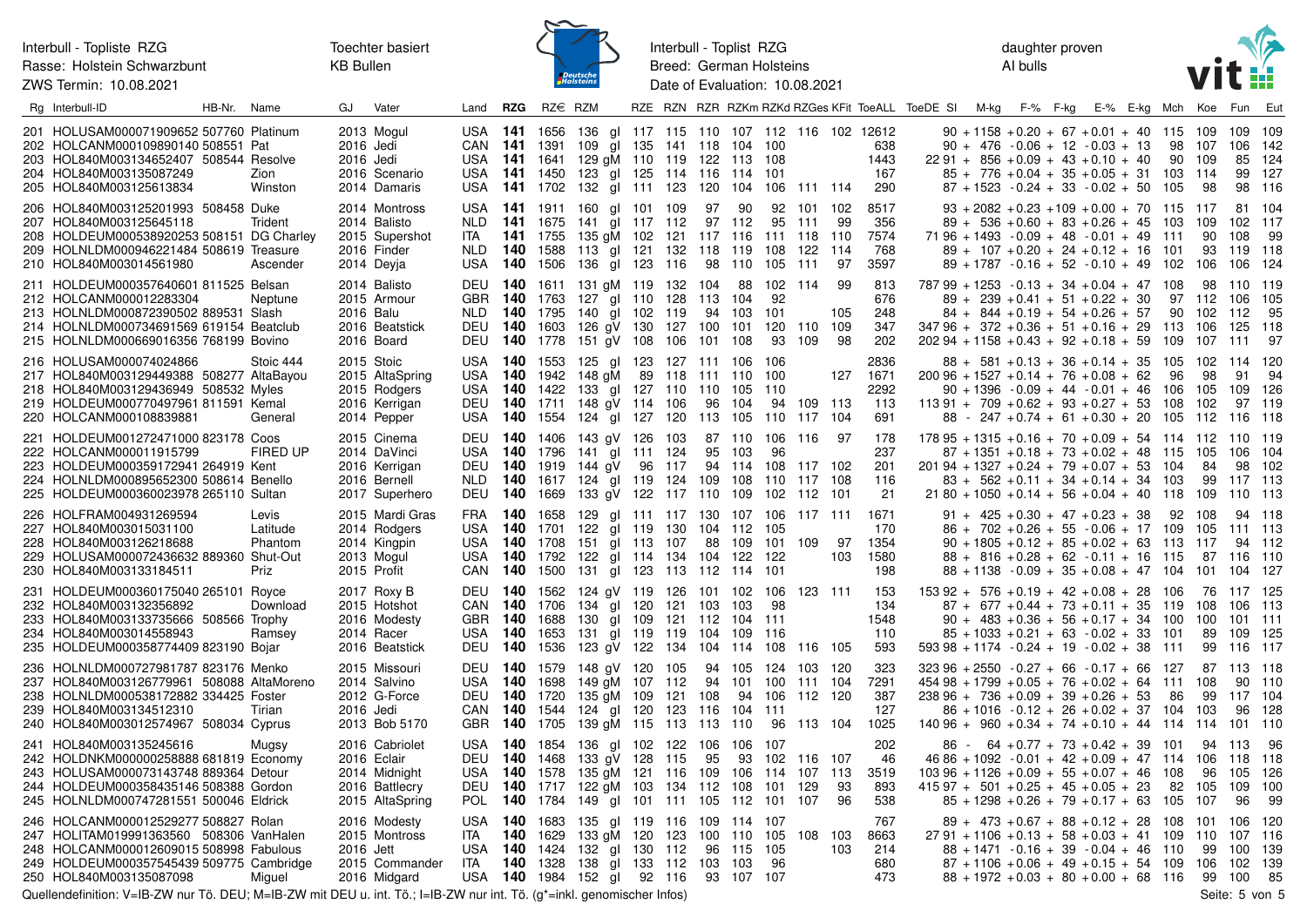| Rg | Interbull-ID | HB-Nr. | Name | GJ | Vater | Land | RZG | RZ€ | RZM | RZE | RZN | RZR | RZKm | RZKd | RZGes | KFit | ToeALL | ToeDE | SI | M-kg | F-% | F-kg | E-% | E-kg | Mch | Koe | Fun | Eut |
|---|---|---|---|---|---|---|---|---|---|---|---|---|---|---|---|---|---|---|---|---|---|---|---|---|---|---|---|---|
| 201 | HOLUSAM000071909652 | 507760 | Platinum | 2013 | Mogul | USA | **141** | 1656 | 136 gI | 117 | 115 | 110 | 107 | 112 | 116 | 102 | 12612 | | 90 | +1158 | +0.20 | + 67 | +0.01 | + 40 | 115 | 109 | 109 | 109 |
| 202 | HOLCANM000109890140 | 508551 | Pat | 2016 | Jedi | CAN | **141** | 1391 | 109 gI | 135 | 141 | 118 | 104 | 100 | | | 638 | | 90 | + 476 | -0.06 | + 12 | -0.03 | + 13 | 98 | 107 | 106 | 142 |
| 203 | HOL840M003134652407 | 508544 | Resolve | 2016 | Jedi | USA | **141** | 1641 | 129 gM | 110 | 119 | 122 | 113 | 108 | | | 1443 | 22 | 91 | + 856 | +0.09 | + 43 | +0.10 | + 40 | 90 | 109 | 85 | 124 |
| 204 | HOL840M003135087249 | | Zion | 2016 | Scenario | USA | **141** | 1450 | 123 gI | 125 | 114 | 116 | 114 | 101 | | | 167 | | 85 | + 776 | +0.04 | + 35 | +0.05 | + 31 | 103 | 114 | 99 | 127 |
| 205 | HOL840M003125613834 | | Winston | 2014 | Damaris | USA | **141** | 1702 | 132 gI | 111 | 123 | 120 | 104 | 106 | 111 | 114 | 290 | | 87 | +1523 | -0.24 | + 33 | -0.02 | + 50 | 105 | 98 | 98 | 116 |
| 206 | HOL840M003125201993 | 508458 | Duke | 2014 | Montross | USA | **141** | 1911 | 160 gI | 101 | 109 | 97 | 90 | 92 | 101 | 102 | 8517 | | 93 | +2082 | +0.23 | +109 | +0.00 | + 70 | 115 | 117 | 81 | 104 |
| 207 | HOL840M003125645118 | | Trident | 2014 | Balisto | NLD | **141** | 1675 | 141 gI | 117 | 112 | 97 | 112 | 95 | 111 | 99 | 356 | | 89 | + 536 | +0.60 | + 83 | +0.26 | + 45 | 103 | 109 | 102 | 117 |
| 208 | HOLDEUM000538920253 | 508151 | DG Charley | 2015 | Supershot | ITA | **141** | 1755 | 135 gM | 102 | 121 | 117 | 116 | 111 | 118 | 110 | 7574 | 71 | 96 | +1493 | -0.09 | + 48 | -0.01 | + 49 | 111 | 90 | 108 | 99 |
| 209 | HOLNLDM000946221484 | 508619 | Treasure | 2016 | Finder | NLD | **140** | 1588 | 113 gI | 121 | 132 | 118 | 119 | 108 | 122 | 114 | 768 | | 89 | + 107 | +0.20 | + 24 | +0.12 | + 16 | 101 | 93 | 119 | 118 |
| 210 | HOL840M003014561980 | | Ascender | 2014 | Deyja | USA | **140** | 1506 | 136 gI | 123 | 116 | 98 | 110 | 105 | 111 | 97 | 3597 | | 89 | +1787 | -0.16 | + 52 | -0.10 | + 49 | 102 | 106 | 106 | 124 |
| 211 | HOLDEUM000357640601 | 811525 | Belsan | 2014 | Balisto | DEU | **140** | 1611 | 131 gM | 119 | 132 | 104 | 88 | 102 | 114 | 99 | 813 | 787 | 99 | +1253 | -0.13 | + 34 | +0.04 | + 47 | 108 | 98 | 110 | 119 |
| 212 | HOLCANM000012283304 | | Neptune | 2015 | Armour | GBR | **140** | 1763 | 127 gI | 110 | 128 | 113 | 104 | 92 | | | 676 | | 89 | + 239 | +0.41 | + 51 | +0.22 | + 30 | 97 | 112 | 106 | 105 |
| 213 | HOLNLDM000872390502 | 889531 | Slash | 2016 | Balu | NLD | **140** | 1795 | 140 gI | 102 | 119 | 94 | 103 | 101 | | 105 | 248 | | 84 | + 844 | +0.19 | + 54 | +0.26 | + 57 | 90 | 102 | 112 | 95 |
| 214 | HOLNLDM000734691569 | 619154 | Beatclub | 2016 | Beatstick | DEU | **140** | 1603 | 126 gV | 130 | 127 | 100 | 101 | 120 | 110 | 109 | 347 | 347 | 96 | + 372 | +0.36 | + 51 | +0.16 | + 29 | 113 | 106 | 125 | 118 |
| 215 | HOLNLDM000669016356 | 768199 | Bovino | 2016 | Board | DEU | **140** | 1778 | 151 gV | 108 | 106 | 101 | 108 | 93 | 109 | 98 | 202 | 202 | 94 | +1158 | +0.43 | + 92 | +0.18 | + 59 | 109 | 107 | 111 | 97 |
| 216 | HOLUSAM000074024866 | | Stoic 444 | 2015 | Stoic | USA | **140** | 1553 | 125 gI | 123 | 127 | 111 | 106 | 106 | | | 2836 | | 88 | + 581 | +0.13 | + 36 | +0.14 | + 35 | 105 | 102 | 114 | 120 |
| 217 | HOL840M003129449388 | 508277 | AltaBayou | 2015 | AltaSpring | USA | **140** | 1942 | 148 gM | 89 | 118 | 111 | 110 | 100 | | 127 | 1671 | 200 | 96 | +1527 | +0.14 | + 76 | +0.08 | + 62 | 96 | 98 | 91 | 94 |
| 218 | HOL840M003129436949 | 508532 | Myles | 2015 | Rodgers | USA | **140** | 1422 | 133 gI | 127 | 110 | 110 | 105 | 110 | | | 2292 | | 90 | +1396 | -0.09 | + 44 | -0.01 | + 46 | 106 | 105 | 109 | 126 |
| 219 | HOLDEUM000770497961 | 811591 | Kemal | 2016 | Kerrigan | DEU | **140** | 1711 | 148 gV | 114 | 106 | 96 | 104 | 94 | 109 | 113 | 113 | 113 | 91 | + 709 | +0.62 | + 93 | +0.27 | + 53 | 108 | 102 | 97 | 119 |
| 220 | HOLCANM000108839881 | | General | 2014 | Pepper | USA | **140** | 1554 | 124 gI | 127 | 120 | 113 | 105 | 110 | 117 | 104 | 691 | | 88 | - 247 | +0.74 | + 61 | +0.30 | + 20 | 105 | 112 | 116 | 118 |
| 221 | HOLDEUM001272471000 | 823178 | Coos | 2015 | Cinema | DEU | **140** | 1406 | 143 gV | 126 | 103 | 87 | 110 | 106 | 116 | 97 | 178 | 178 | 95 | +1315 | +0.16 | + 70 | +0.09 | + 54 | 114 | 112 | 110 | 119 |
| 222 | HOLCANM000011915799 | | FIRED UP | 2014 | DaVinci | USA | **140** | 1796 | 141 gI | 111 | 124 | 95 | 103 | 96 | | | 237 | | 87 | +1351 | +0.18 | + 73 | +0.02 | + 48 | 115 | 105 | 106 | 104 |
| 223 | HOLDEUM000359172941 | 264919 | Kent | 2016 | Kerrigan | DEU | **140** | 1919 | 144 gV | 96 | 117 | 94 | 114 | 108 | 117 | 102 | 201 | 201 | 94 | +1327 | +0.24 | + 79 | +0.07 | + 53 | 104 | 84 | 98 | 102 |
| 224 | HOLNLDM000895652300 | 508614 | Benello | 2016 | Bernell | NLD | **140** | 1617 | 124 gI | 119 | 124 | 109 | 108 | 110 | 117 | 108 | 116 | | 83 | + 562 | +0.11 | + 34 | +0.14 | + 34 | 103 | 99 | 117 | 113 |
| 225 | HOLDEUM000360023978 | 265110 | Sultan | 2017 | Superhero | DEU | **140** | 1669 | 133 gV | 122 | 117 | 110 | 109 | 102 | 112 | 101 | 21 | 21 | 80 | +1050 | +0.14 | + 56 | +0.04 | + 40 | 118 | 109 | 110 | 113 |
| 226 | HOLFRAM004931269594 | | Levis | 2015 | Mardi Gras | FRA | **140** | 1658 | 129 gI | 111 | 117 | 130 | 107 | 106 | 117 | 111 | 1671 | | 91 | + 425 | +0.30 | + 47 | +0.23 | + 38 | 92 | 108 | 94 | 118 |
| 227 | HOL840M003015031100 | | Latitude | 2014 | Rodgers | USA | **140** | 1701 | 122 gI | 119 | 130 | 104 | 112 | 105 | | | 170 | | 86 | + 702 | +0.26 | + 55 | -0.06 | + 17 | 109 | 105 | 111 | 113 |
| 228 | HOL840M003126218688 | | Phantom | 2014 | Kingpin | USA | **140** | 1708 | 151 gI | 113 | 107 | 88 | 109 | 101 | 109 | 97 | 1354 | | 90 | +1805 | +0.12 | + 85 | +0.02 | + 63 | 113 | 117 | 94 | 112 |
| 229 | HOLUSAM000072436632 | 889360 | Shut-Out | 2013 | Mogul | USA | **140** | 1792 | 122 gI | 114 | 134 | 104 | 122 | 122 | | 103 | 1580 | | 88 | + 816 | +0.28 | + 62 | -0.11 | + 16 | 115 | 87 | 116 | 110 |
| 230 | HOL840M003133184511 | | Priz | 2015 | Profit | CAN | **140** | 1500 | 131 gI | 123 | 113 | 112 | 114 | 101 | | | 198 | | 88 | +1138 | -0.09 | + 35 | +0.08 | + 47 | 104 | 101 | 104 | 127 |
| 231 | HOLDEUM000360175040 | 265101 | Royce | 2017 | Roxy B | DEU | **140** | 1562 | 124 gV | 119 | 126 | 101 | 102 | 106 | 123 | 111 | 153 | 153 | 92 | + 576 | +0.19 | + 42 | +0.08 | + 28 | 106 | 76 | 117 | 125 |
| 232 | HOL840M003132356892 | | Download | 2015 | Hotshot | CAN | **140** | 1706 | 134 gI | 120 | 121 | 103 | 103 | 98 | | | 134 | | 87 | + 677 | +0.44 | + 73 | +0.11 | + 35 | 119 | 108 | 106 | 113 |
| 233 | HOL840M003133735666 | 508566 | Trophy | 2016 | Modesty | GBR | **140** | 1688 | 130 gI | 109 | 121 | 112 | 104 | 111 | | | 1548 | | 90 | + 483 | +0.36 | + 56 | +0.17 | + 34 | 100 | 100 | 101 | 111 |
| 234 | HOL840M003014558943 | | Ramsey | 2014 | Racer | USA | **140** | 1653 | 131 gI | 119 | 119 | 104 | 109 | 116 | | | 110 | | 85 | +1033 | +0.21 | + 63 | -0.02 | + 33 | 101 | 89 | 109 | 125 |
| 235 | HOLDEUM000358774409 | 823190 | Bojar | 2016 | Beatstick | DEU | **140** | 1536 | 123 gV | 122 | 134 | 104 | 114 | 108 | 116 | 105 | 593 | 593 | 98 | +1174 | -0.24 | + 19 | -0.02 | + 38 | 111 | 99 | 116 | 117 |
| 236 | HOLNLDM000727981787 | 823176 | Menko | 2015 | Missouri | DEU | **140** | 1579 | 148 gV | 120 | 105 | 94 | 105 | 124 | 103 | 120 | 323 | 323 | 96 | +2550 | -0.27 | + 66 | -0.17 | + 66 | 127 | 87 | 113 | 118 |
| 237 | HOL840M003126779961 | 508088 | AltaMoreno | 2014 | Salvino | USA | **140** | 1698 | 149 gM | 107 | 112 | 94 | 101 | 100 | 111 | 104 | 7291 | 454 | 98 | +1799 | +0.05 | + 76 | +0.02 | + 64 | 111 | 108 | 90 | 110 |
| 238 | HOLNLDM000538172882 | 334425 | Foster | 2012 | G-Force | DEU | **140** | 1720 | 135 gM | 109 | 121 | 108 | 94 | 106 | 112 | 120 | 387 | 238 | 96 | + 736 | +0.09 | + 39 | +0.26 | + 53 | 86 | 99 | 117 | 104 |
| 239 | HOL840M003134512310 | | Tirian | 2016 | Jedi | CAN | **140** | 1544 | 124 gI | 120 | 123 | 116 | 104 | 111 | | | 127 | | 86 | +1016 | -0.12 | + 26 | +0.02 | + 37 | 104 | 103 | 96 | 128 |
| 240 | HOL840M003012574967 | 508034 | Cyprus | 2013 | Bob 5170 | GBR | **140** | 1705 | 139 gM | 115 | 113 | 113 | 110 | 96 | 113 | 104 | 1025 | 140 | 96 | + 960 | +0.34 | + 74 | +0.10 | + 44 | 114 | 114 | 101 | 110 |
| 241 | HOL840M003135245616 | | Mugsy | 2016 | Cabriolet | USA | **140** | 1854 | 136 gI | 102 | 122 | 106 | 106 | 107 | | | 202 | | 86 | - 64 | +0.77 | + 73 | +0.42 | + 39 | 101 | 94 | 113 | 96 |
| 242 | HOLDNKM000000258888 | 681819 | Economy | 2016 | Eclair | DEU | **140** | 1468 | 133 gV | 128 | 115 | 95 | 93 | 102 | 116 | 107 | 46 | 46 | 86 | +1092 | -0.01 | + 42 | +0.09 | + 47 | 114 | 106 | 118 | 118 |
| 243 | HOLUSAM000073143748 | 889364 | Detour | 2014 | Midnight | USA | **140** | 1578 | 135 gM | 121 | 116 | 109 | 106 | 114 | 107 | 113 | 3519 | 103 | 96 | +1126 | +0.09 | + 55 | +0.07 | + 46 | 108 | 96 | 105 | 126 |
| 244 | HOLDEUM000358435146 | 508388 | Gordon | 2016 | Battlecry | DEU | **140** | 1717 | 122 gM | 103 | 134 | 112 | 108 | 101 | 129 | 93 | 893 | 415 | 97 | + 501 | +0.25 | + 45 | +0.05 | + 23 | 82 | 105 | 109 | 100 |
| 245 | HOLNLDM000747281551 | 500046 | Eldrick | 2015 | AltaSpring | POL | **140** | 1784 | 149 gI | 101 | 111 | 105 | 112 | 101 | 107 | 96 | 538 | | 85 | +1298 | +0.26 | + 79 | +0.17 | + 63 | 105 | 107 | 96 | 99 |
| 246 | HOLCANM000012529277 | 508827 | Rolan | 2016 | Modesty | USA | **140** | 1683 | 135 gI | 119 | 116 | 109 | 114 | 107 | | | 767 | | 89 | + 473 | +0.67 | + 88 | +0.12 | + 28 | 108 | 101 | 106 | 120 |
| 247 | HOLITAM019913363560 | 508306 | VanHalen | 2015 | Montross | ITA | **140** | 1629 | 133 gM | 120 | 123 | 100 | 110 | 105 | 108 | 103 | 8663 | 27 | 91 | +1106 | +0.13 | + 58 | +0.03 | + 41 | 109 | 110 | 107 | 116 |
| 248 | HOLCANM000012609015 | 508998 | Fabulous | 2016 | Jett | USA | **140** | 1424 | 132 gI | 130 | 112 | 96 | 115 | 105 | | 103 | 214 | | 88 | +1471 | -0.16 | + 39 | -0.04 | + 46 | 110 | 99 | 100 | 139 |
| 249 | HOLDEUM000357545439 | 509775 | Cambridge | 2015 | Commander | ITA | **140** | 1328 | 138 gI | 133 | 112 | 103 | 103 | 96 | | | 680 | | 87 | +1106 | +0.06 | + 49 | +0.15 | + 54 | 109 | 106 | 102 | 139 |
| 250 | HOL840M003135087098 | | Miguel | 2016 | Midgard | USA | **140** | 1984 | 152 gI | 92 | 116 | 93 | 107 | 107 | | | 473 | | 88 | +1972 | +0.03 | + 80 | +0.00 | + 68 | 116 | 99 | 100 | 85 |

Quellendefinition: V=IB-ZW nur Tö. DEU; M=IB-ZW mit DEU u. int. Tö.; I=IB-ZW nur int. Tö. (g*=inkl. genomischer Infos)